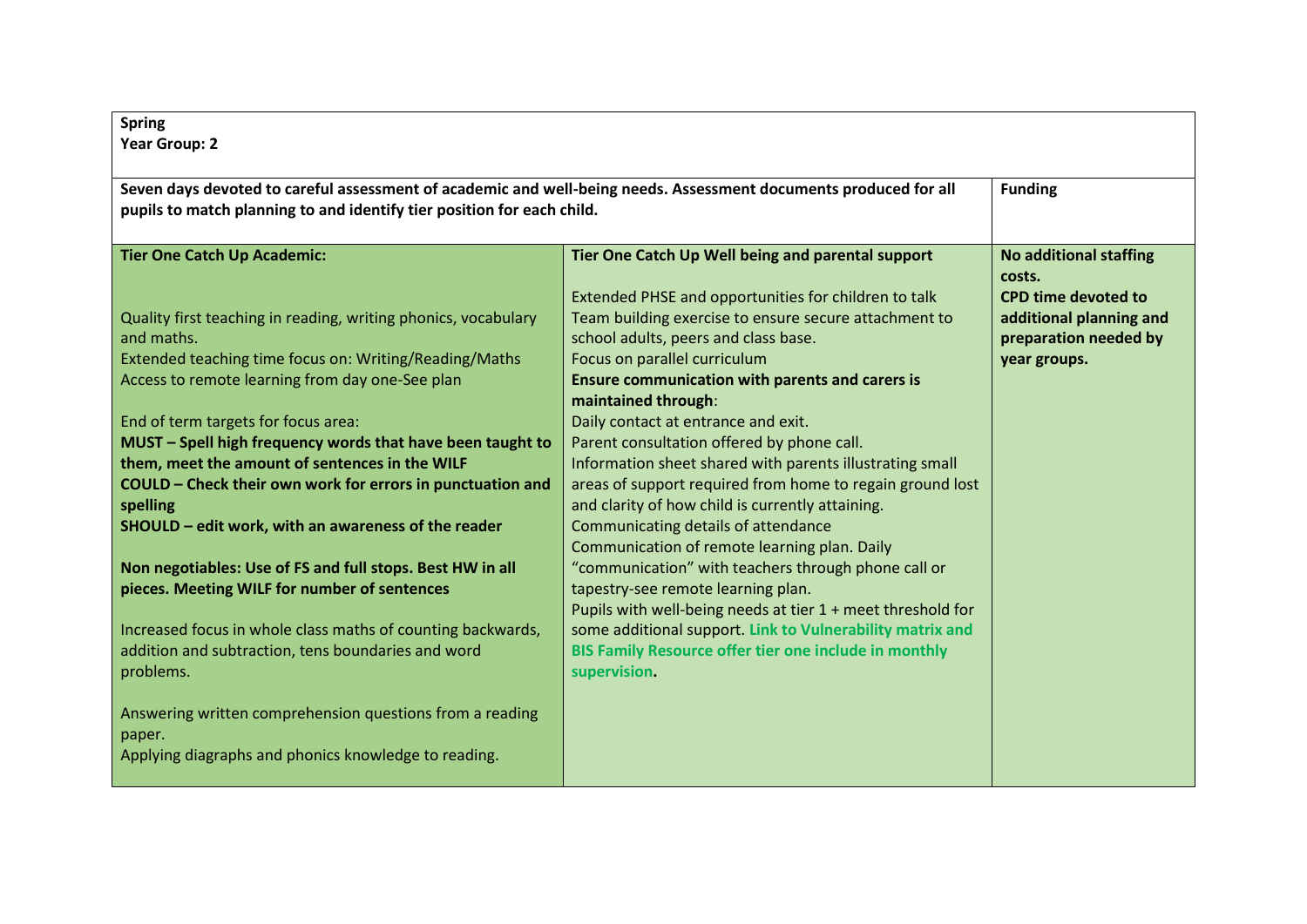| **Spring**<br>**Year Group: 2** | | |
|---|---|---|
| **Seven days devoted to careful assessment of academic and well-being needs. Assessment documents produced for all pupils to match planning to and identify tier position for each child.** | | **Funding** |
| **Tier One Catch Up Academic:**<br><br>Quality first teaching in reading, writing phonics, vocabulary and maths.<br>Extended teaching time focus on: Writing/Reading/Maths<br>Access to remote learning from day one-See plan<br><br>End of term targets for focus area:<br>**MUST – Spell high frequency words that have been taught to them, meet the amount of sentences in the WILF**<br>**COULD – Check their own work for errors in punctuation and spelling**<br>**SHOULD – edit work, with an awareness of the reader**<br><br>**Non negotiables: Use of FS and full stops. Best HW in all pieces. Meeting WILF for number of sentences**<br><br>Increased focus in whole class maths of counting backwards, addition and subtraction, tens boundaries and word problems.<br><br>Answering written comprehension questions from a reading paper.<br>Applying diagraphs and phonics knowledge to reading. | **Tier One Catch Up Well being and parental support**<br><br>Extended PHSE and opportunities for children to talk<br>Team building exercise to ensure secure attachment to school adults, peers and class base.<br>Focus on parallel curriculum<br>**Ensure communication with parents and carers is maintained through**:<br>Daily contact at entrance and exit.<br>Parent consultation offered by phone call.<br>Information sheet shared with parents illustrating small areas of support required from home to regain ground lost and clarity of how child is currently attaining.<br>Communicating details of attendance<br>Communication of remote learning plan. Daily "communication" with teachers through phone call or tapestry-see remote learning plan.<br>Pupils with well-being needs at tier 1 + meet threshold for some additional support. **Link to Vulnerability matrix and BIS Family Resource offer tier one include in monthly supervision.** | **No additional staffing costs.**<br>**CPD time devoted to additional planning and preparation needed by year groups.** |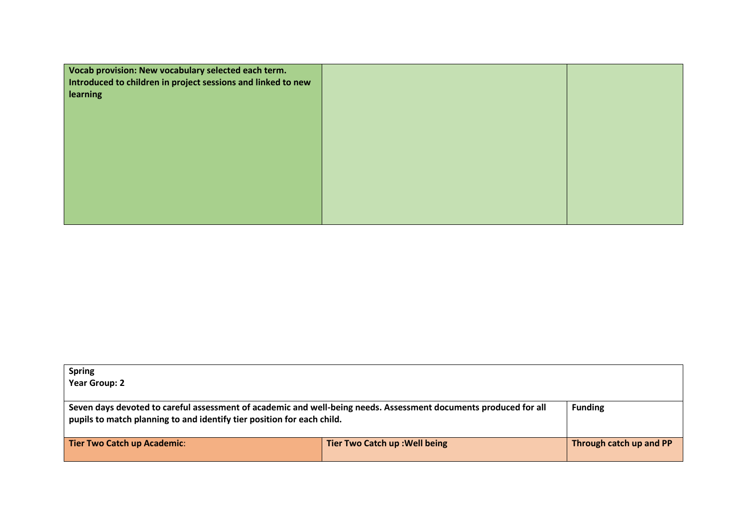| **Vocab provision: New vocabulary selected each term. Introduced to children in project sessions and linked to new learning** | | |
|---|---|---|

| **Spring**<br>**Year Group: 2** | | |
|---|---|---|
| **Seven days devoted to careful assessment of academic and well-being needs. Assessment documents produced for all pupils to match planning to and identify tier position for each child.** | | **Funding** |
| **Tier Two Catch up Academic**: | **Tier Two Catch up :Well being** | **Through catch up and PP** |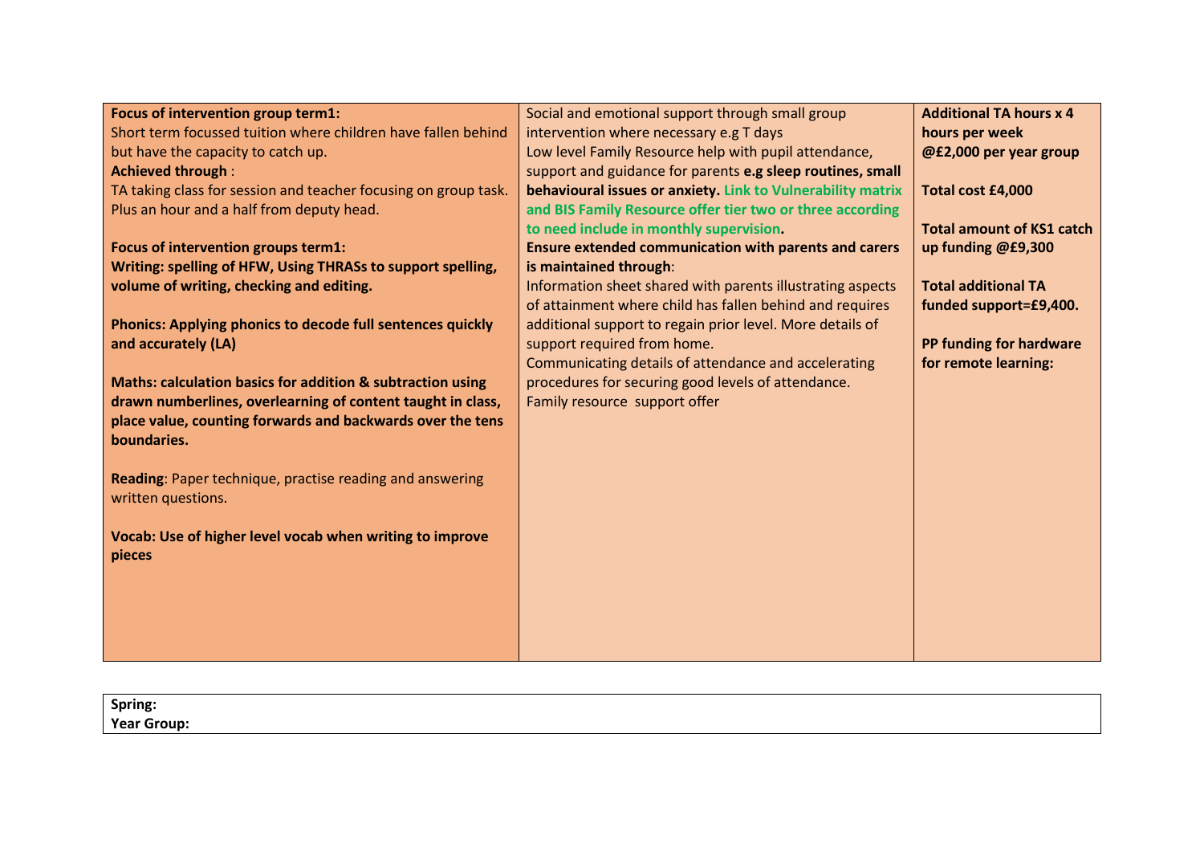| **Focus of intervention group term1:**<br>Short term focussed tuition where children have fallen behind but have the capacity to catch up.<br>**Achieved through** :<br>TA taking class for session and teacher focusing on group task. Plus an hour and a half from deputy head.<br><br>**Focus of intervention groups term1:**<br>**Writing: spelling of HFW, Using THRASs to support spelling, volume of writing, checking and editing.**<br><br>**Phonics: Applying phonics to decode full sentences quickly and accurately (LA)**<br><br>**Maths: calculation basics for addition & subtraction using drawn numberlines, overlearning of content taught in class, place value, counting forwards and backwards over the tens boundaries.**<br><br>**Reading**: Paper technique, practise reading and answering written questions.<br><br>**Vocab: Use of higher level vocab when writing to improve pieces** | Social and emotional support through small group intervention where necessary e.g T days<br>Low level Family Resource help with pupil attendance, support and guidance for parents **e.g sleep routines, small behavioural issues or anxiety. Link to Vulnerability matrix and BIS Family Resource offer tier two or three according to need include in monthly supervision.**<br>**Ensure extended communication with parents and carers is maintained through**:<br>Information sheet shared with parents illustrating aspects of attainment where child has fallen behind and requires additional support to regain prior level. More details of support required from home.<br>Communicating details of attendance and accelerating procedures for securing good levels of attendance.<br>Family resource support offer | **Additional TA hours x 4 hours per week @£2,000 per year group**<br><br>**Total cost £4,000**<br><br>**Total amount of KS1 catch up funding @£9,300**<br><br>**Total additional TA funded support=£9,400.**<br><br>**PP funding for hardware for remote learning:** |
|---|---|---|

| **Spring:**<br>**Year Group:** |
|---|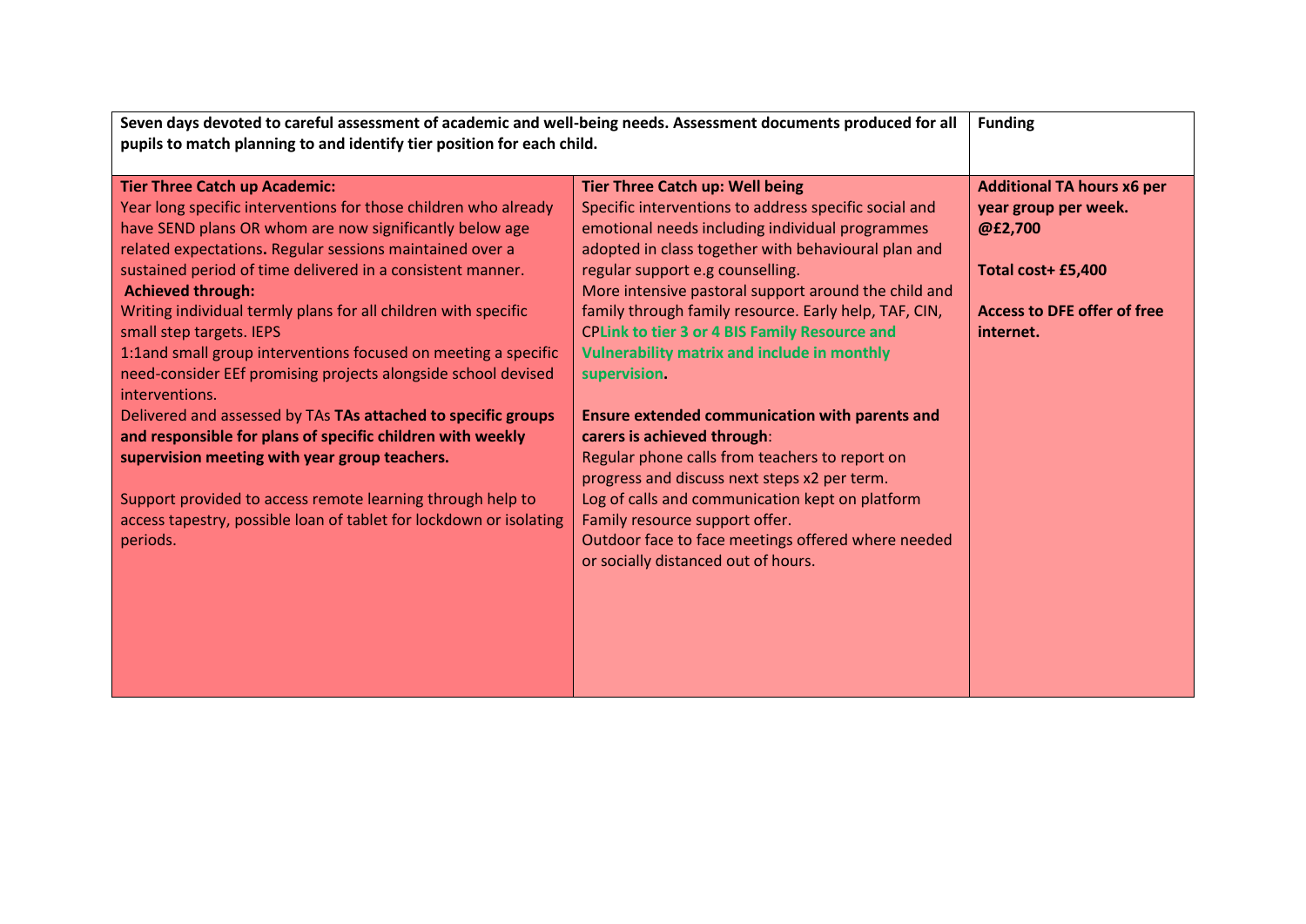| | | |
|---|---|---|
| **Seven days devoted to careful assessment of academic and well-being needs. Assessment documents produced for all pupils to match planning to and identify tier position for each child.** | | **Funding** |
| **Tier Three Catch up Academic:**<br>Year long specific interventions for those children who already have SEND plans OR whom are now significantly below age related expectations**.** Regular sessions maintained over a sustained period of time delivered in a consistent manner.<br>**Achieved through:**<br>Writing individual termly plans for all children with specific small step targets. IEPS<br>1:1and small group interventions focused on meeting a specific need-consider EEf promising projects alongside school devised interventions.<br>Delivered and assessed by TAs **TAs attached to specific groups and responsible for plans of specific children with weekly supervision meeting with year group teachers.**<br><br>Support provided to access remote learning through help to access tapestry, possible loan of tablet for lockdown or isolating periods. | **Tier Three Catch up: Well being**<br>Specific interventions to address specific social and emotional needs including individual programmes adopted in class together with behavioural plan and regular support e.g counselling.<br>More intensive pastoral support around the child and family through family resource. Early help, TAF, CIN, CP**Link to tier 3 or 4 BIS Family Resource and Vulnerability matrix and include in monthly supervision.**<br><br>**Ensure extended communication with parents and carers is achieved through**:<br>Regular phone calls from teachers to report on progress and discuss next steps x2 per term.<br>Log of calls and communication kept on platform<br>Family resource support offer.<br>Outdoor face to face meetings offered where needed or socially distanced out of hours. | **Additional TA hours x6 per year group per week. @£2,700**<br><br>**Total cost+ £5,400**<br><br>**Access to DFE offer of free internet.** |